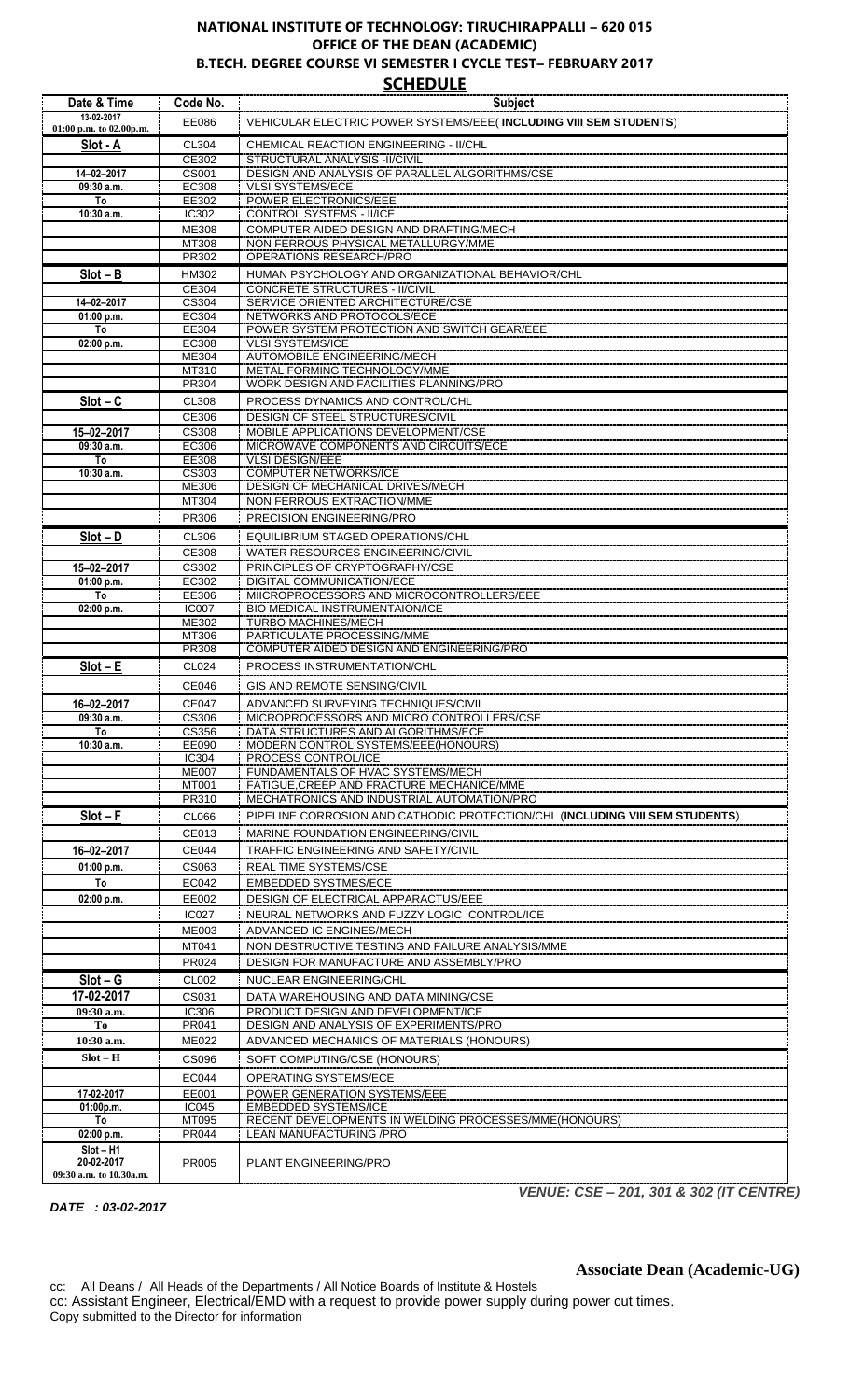# NATIONAL INSTITUTE OF TECHNOLOGY: TIRUCHIRAPPALLI – 620 015
## OFFICE OF THE DEAN (ACADEMIC)
## B.TECH. DEGREE COURSE VI SEMESTER I CYCLE TEST– FEBRUARY 2017
## SCHEDULE

| Date & Time | Code No. | Subject |
|---|---|---|
| 13-02-2017 01:00 p.m. to 02.00p.m. | EE086 | VEHICULAR ELECTRIC POWER SYSTEMS/EEE( **INCLUDING VIII SEM STUDENTS**) |
| **Slot - A** | CL304 | CHEMICAL REACTION ENGINEERING - II/CHL |
| | CE302 | STRUCTURAL ANALYSIS -II/CIVIL |
| 14–02–2017 | CS001 | DESIGN AND ANALYSIS OF PARALLEL ALGORITHMS/CSE |
| 09:30 a.m. | EC308 | VLSI SYSTEMS/ECE |
| To | EE302 | POWER ELECTRONICS/EEE |
| 10:30 a.m. | IC302 | CONTROL SYSTEMS - II/ICE |
| | ME308 | COMPUTER AIDED DESIGN AND DRAFTING/MECH |
| | MT308 | NON FERROUS PHYSICAL METALLURGY/MME |
| | PR302 | OPERATIONS RESEARCH/PRO |
| **Slot – B** | HM302 | HUMAN PSYCHOLOGY AND ORGANIZATIONAL BEHAVIOR/CHL |
| | CE304 | CONCRETE STRUCTURES - II/CIVIL |
| 14–02–2017 | CS304 | SERVICE ORIENTED ARCHITECTURE/CSE |
| 01:00 p.m. | EC304 | NETWORKS AND PROTOCOLS/ECE |
| To | EE304 | POWER SYSTEM PROTECTION AND SWITCH GEAR/EEE |
| 02:00 p.m. | EC308 | VLSI SYSTEMS/ICE |
| | ME304 | AUTOMOBILE ENGINEERING/MECH |
| | MT310 | METAL FORMING TECHNOLOGY/MME |
| | PR304 | WORK DESIGN AND FACILITIES PLANNING/PRO |
| **Slot – C** | CL308 | PROCESS DYNAMICS AND CONTROL/CHL |
| | CE306 | DESIGN OF STEEL STRUCTURES/CIVIL |
| 15–02–2017 | CS308 | MOBILE APPLICATIONS DEVELOPMENT/CSE |
| 09:30 a.m. | EC306 | MICROWAVE COMPONENTS AND CIRCUITS/ECE |
| To | EE308 | VLSI DESIGN/EEE |
| 10:30 a.m. | CS303 | COMPUTER NETWORKS/ICE |
| | ME306 | DESIGN OF MECHANICAL DRIVES/MECH |
| | MT304 | NON FERROUS EXTRACTION/MME |
| | PR306 | PRECISION ENGINEERING/PRO |
| **Slot – D** | CL306 | EQUILIBRIUM STAGED OPERATIONS/CHL |
| | CE308 | WATER RESOURCES ENGINEERING/CIVIL |
| 15–02–2017 | CS302 | PRINCIPLES OF CRYPTOGRAPHY/CSE |
| 01:00 p.m. | EC302 | DIGITAL COMMUNICATION/ECE |
| To | EE306 | MIICROPROCESSORS AND MICROCONTROLLERS/EEE |
| 02:00 p.m. | IC007 | BIO MEDICAL INSTRUMENTAION/ICE |
| | ME302 | TURBO MACHINES/MECH |
| | MT306 | PARTICULATE PROCESSING/MME |
| | PR308 | COMPUTER AIDED DESIGN AND ENGINEERING/PRO |
| **Slot – E** | CL024 | PROCESS INSTRUMENTATION/CHL |
| | CE046 | GIS AND REMOTE SENSING/CIVIL |
| 16–02–2017 | CE047 | ADVANCED SURVEYING TECHNIQUES/CIVIL |
| 09:30 a.m. | CS306 | MICROPROCESSORS AND MICRO CONTROLLERS/CSE |
| To | CS356 | DATA STRUCTURES AND ALGORITHMS/ECE |
| 10:30 a.m. | EE090 | MODERN CONTROL SYSTEMS/EEE(HONOURS) |
| | IC304 | PROCESS CONTROL/ICE |
| | ME007 | FUNDAMENTALS OF HVAC SYSTEMS/MECH |
| | MT001 | FATIGUE,CREEP AND FRACTURE MECHANICE/MME |
| | PR310 | MECHATRONICS AND INDUSTRIAL AUTOMATION/PRO |
| **Slot – F** | CL066 | PIPELINE CORROSION AND CATHODIC PROTECTION/CHL (**INCLUDING VIII SEM STUDENTS**) |
| | CE013 | MARINE FOUNDATION ENGINEERING/CIVIL |
| 16–02–2017 | CE044 | TRAFFIC ENGINEERING AND SAFETY/CIVIL |
| 01:00 p.m. | CS063 | REAL TIME SYSTEMS/CSE |
| To | EC042 | EMBEDDED SYSTMES/ECE |
| 02:00 p.m. | EE002 | DESIGN OF ELECTRICAL APPARACTUS/EEE |
| | IC027 | NEURAL NETWORKS AND FUZZY LOGIC CONTROL/ICE |
| | ME003 | ADVANCED IC ENGINES/MECH |
| | MT041 | NON DESTRUCTIVE TESTING AND FAILURE ANALYSIS/MME |
| | PR024 | DESIGN FOR MANUFACTURE AND ASSEMBLY/PRO |
| **Slot – G** | CL002 | NUCLEAR ENGINEERING/CHL |
| 17-02-2017 | CS031 | DATA WAREHOUSING AND DATA MINING/CSE |
| 09:30 a.m. | IC306 | PRODUCT DESIGN AND DEVELOPMENT/ICE |
| To | PR041 | DESIGN AND ANALYSIS OF EXPERIMENTS/PRO |
| 10:30 a.m. | ME022 | ADVANCED MECHANICS OF MATERIALS (HONOURS) |
| Slot – H | CS096 | SOFT COMPUTING/CSE (HONOURS) |
| | EC044 | OPERATING SYSTEMS/ECE |
| 17-02-2017 | EE001 | POWER GENERATION SYSTEMS/EEE |
| 01:00p.m. | IC045 | EMBEDDED SYSTEMS/ICE |
| To | MT095 | RECENT DEVELOPMENTS IN WELDING PROCESSES/MME(HONOURS) |
| 02:00 p.m. | PR044 | LEAN MANUFACTURING /PRO |
| Slot – H1 20-02-2017 09:30 a.m. to 10.30a.m. | PR005 | PLANT ENGINEERING/PRO |

***VENUE: CSE – 201, 301 & 302 (IT CENTRE)***

***DATE : 03-02-2017***

**Associate Dean (Academic-UG)**

cc: All Deans / All Heads of the Departments / All Notice Boards of Institute & Hostels
cc: Assistant Engineer, Electrical/EMD with a request to provide power supply during power cut times.
Copy submitted to the Director for information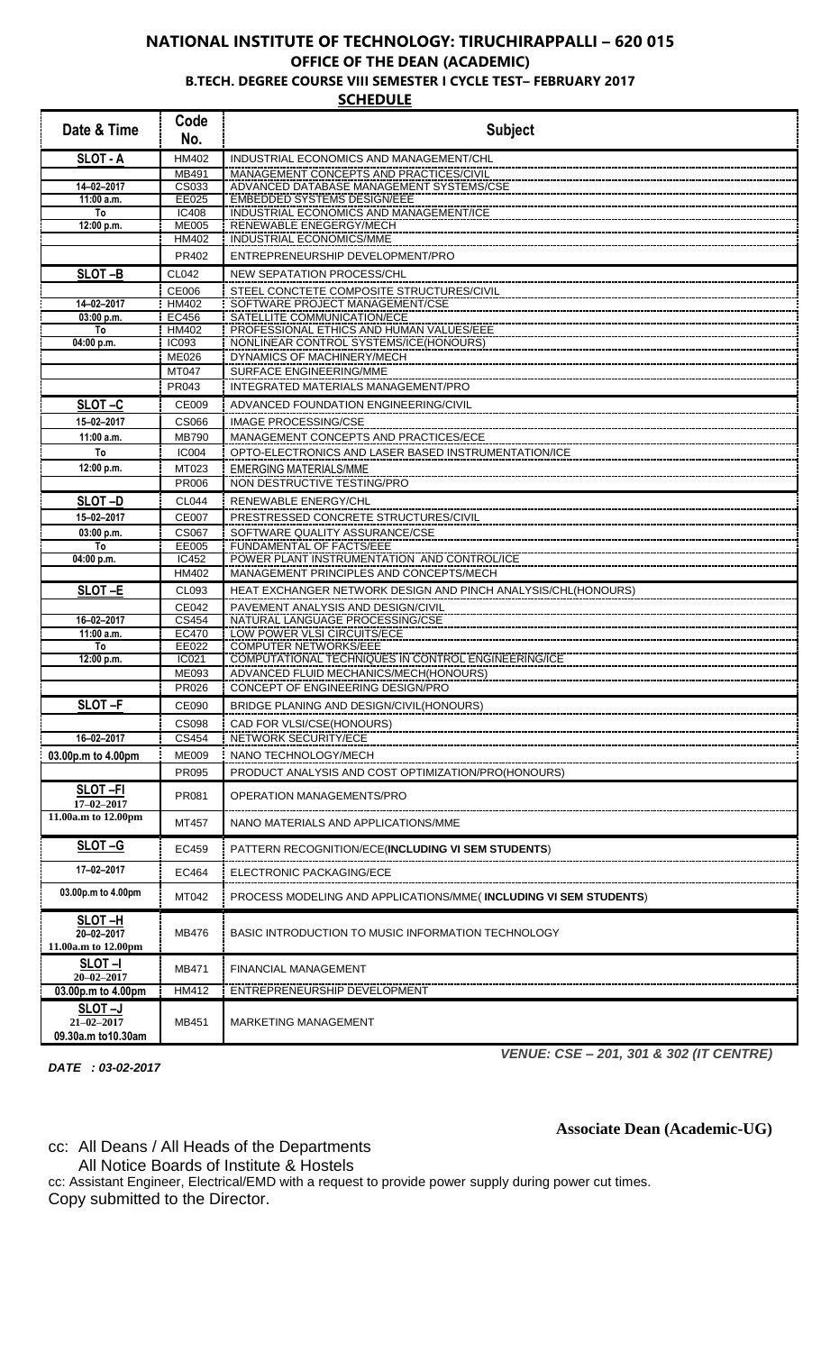# NATIONAL INSTITUTE OF TECHNOLOGY: TIRUCHIRAPPALLI – 620 015

## OFFICE OF THE DEAN (ACADEMIC)

### B.TECH. DEGREE COURSE VIII SEMESTER I CYCLE TEST– FEBRUARY 2017

**SCHEDULE**

| Date & Time | Code No. | Subject |
|---|---|---|
| **SLOT - A** | HM402 | INDUSTRIAL ECONOMICS AND MANAGEMENT/CHL |
| | MB491 | MANAGEMENT CONCEPTS AND PRACTICES/CIVIL |
| 14–02–2017 | CS033 | ADVANCED DATABASE MANAGEMENT SYSTEMS/CSE |
| 11:00 a.m. | EE025 | EMBEDDED SYSTEMS DESIGN/EEE |
| To | IC408 | INDUSTRIAL ECONOMICS AND MANAGEMENT/ICE |
| 12:00 p.m. | ME005 | RENEWABLE ENEGERGY/MECH |
| | HM402 | INDUSTRIAL ECONOMICS/MME |
| | PR402 | ENTREPRENEURSHIP DEVELOPMENT/PRO |
| **SLOT –B** | CL042 | NEW SEPATATION PROCESS/CHL |
| | CE006 | STEEL CONCTETE COMPOSITE STRUCTURES/CIVIL |
| 14–02–2017 | HM402 | SOFTWARE PROJECT MANAGEMENT/CSE |
| 03:00 p.m. | EC456 | SATELLITE COMMUNICATION/ECE |
| To | HM402 | PROFESSIONAL ETHICS AND HUMAN VALUES/EEE |
| 04:00 p.m. | IC093 | NONLINEAR CONTROL SYSTEMS/ICE(HONOURS) |
| | ME026 | DYNAMICS OF MACHINERY/MECH |
| | MT047 | SURFACE ENGINEERING/MME |
| | PR043 | INTEGRATED MATERIALS MANAGEMENT/PRO |
| **SLOT –C** | CE009 | ADVANCED FOUNDATION ENGINEERING/CIVIL |
| 15–02–2017 | CS066 | IMAGE PROCESSING/CSE |
| 11:00 a.m. | MB790 | MANAGEMENT CONCEPTS AND PRACTICES/ECE |
| To | IC004 | OPTO-ELECTRONICS AND LASER BASED INSTRUMENTATION/ICE |
| 12:00 p.m. | MT023 | EMERGING MATERIALS/MME |
| | PR006 | NON DESTRUCTIVE TESTING/PRO |
| **SLOT –D** | CL044 | RENEWABLE ENERGY/CHL |
| 15–02–2017 | CE007 | PRESTRESSED CONCRETE STRUCTURES/CIVIL |
| 03:00 p.m. | CS067 | SOFTWARE QUALITY ASSURANCE/CSE |
| To | EE005 | FUNDAMENTAL OF FACTS/EEE |
| 04:00 p.m. | IC452 | POWER PLANT INSTRUMENTATION AND CONTROL/ICE |
| | HM402 | MANAGEMENT PRINCIPLES AND CONCEPTS/MECH |
| **SLOT –E** | CL093 | HEAT EXCHANGER NETWORK DESIGN AND PINCH ANALYSIS/CHL(HONOURS) |
| | CE042 | PAVEMENT ANALYSIS AND DESIGN/CIVIL |
| 16–02–2017 | CS454 | NATURAL LANGUAGE PROCESSING/CSE |
| 11:00 a.m. | EC470 | LOW POWER VLSI CIRCUITS/ECE |
| To | EE022 | COMPUTER NETWORKS/EEE |
| 12:00 p.m. | IC021 | COMPUTATIONAL TECHNIQUES IN CONTROL ENGINEERING/ICE |
| | ME093 | ADVANCED FLUID MECHANICS/MECH(HONOURS) |
| | PR026 | CONCEPT OF ENGINEERING DESIGN/PRO |
| **SLOT –F** | CE090 | BRIDGE PLANING AND DESIGN/CIVIL(HONOURS) |
| | CS098 | CAD FOR VLSI/CSE(HONOURS) |
| 16–02–2017 | CS454 | NETWORK SECURITY/ECE |
| 03.00p.m to 4.00pm | ME009 | NANO TECHNOLOGY/MECH |
| | PR095 | PRODUCT ANALYSIS AND COST OPTIMIZATION/PRO(HONOURS) |
| **SLOT –FI** 17–02–2017 | PR081 | OPERATION MANAGEMENTS/PRO |
| 11.00a.m to 12.00pm | MT457 | NANO MATERIALS AND APPLICATIONS/MME |
| **SLOT –G** | EC459 | PATTERN RECOGNITION/ECE(**INCLUDING VI SEM STUDENTS**) |
| 17–02–2017 | EC464 | ELECTRONIC PACKAGING/ECE |
| 03.00p.m to 4.00pm | MT042 | PROCESS MODELING AND APPLICATIONS/MME( **INCLUDING VI SEM STUDENTS**) |
| **SLOT –H** 20–02–2017 11.00a.m to 12.00pm | MB476 | BASIC INTRODUCTION TO MUSIC INFORMATION TECHNOLOGY |
| **SLOT –I** 20–02–2017 | MB471 | FINANCIAL MANAGEMENT |
| 03.00p.m to 4.00pm | HM412 | ENTREPRENEURSHIP DEVELOPMENT |
| **SLOT –J** 21–02–2017 09.30a.m to10.30am | MB451 | MARKETING MANAGEMENT |

***VENUE: CSE – 201, 301 & 302 (IT CENTRE)***

***DATE : 03-02-2017***

**Associate Dean (Academic-UG)**

cc: All Deans / All Heads of the Departments
All Notice Boards of Institute & Hostels

cc: Assistant Engineer, Electrical/EMD with a request to provide power supply during power cut times.

Copy submitted to the Director.